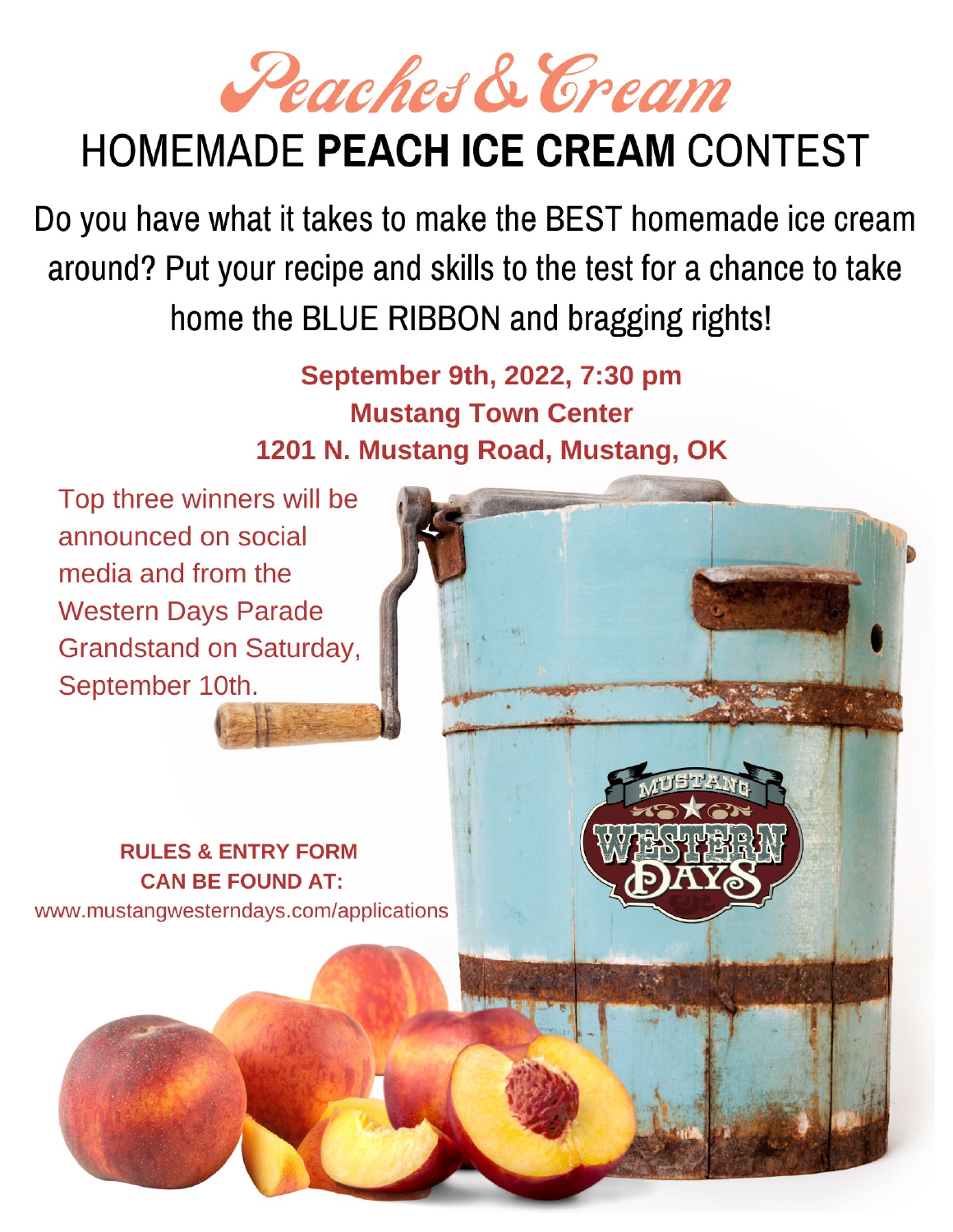# Peaches & Cream

## HOMEMADE **PEACH ICE CREAM** CONTEST

Do you have what it takes to make the BEST homemade ice cream around? Put your recipe and skills to the test for a chance to take home the BLUE RIBBON and bragging rights!

**September 9th, 2022, 7:30 pm**
**Mustang Town Center**
**1201 N. Mustang Road, Mustang, OK**

Top three winners will be announced on social media and from the Western Days Parade Grandstand on Saturday, September 10th.

**RULES & ENTRY FORM CAN BE FOUND AT:**
www.mustangwesterndays.com/applications

MUSTANG WESTERN DAYS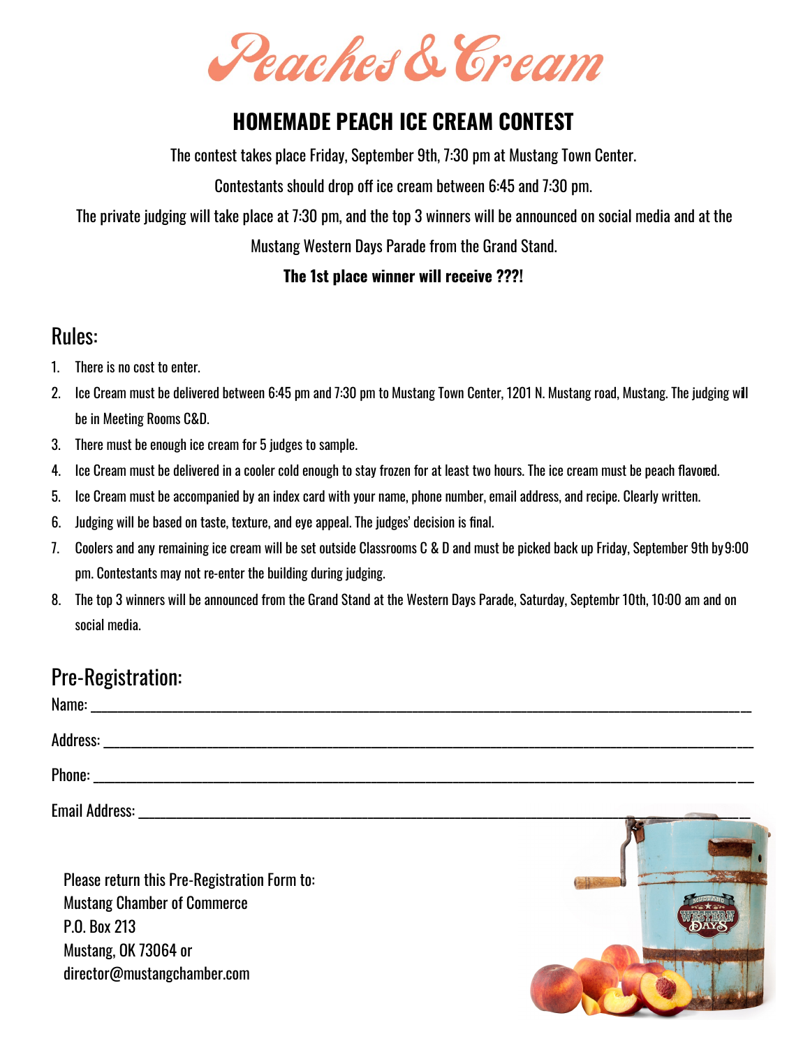# Peaches & Cream

## HOMEMADE PEACH ICE CREAM CONTEST

The contest takes place Friday, September 9th, 7:30 pm at Mustang Town Center.

Contestants should drop off ice cream between 6:45 and 7:30 pm.

The private judging will take place at 7:30 pm, and the top 3 winners will be announced on social media and at the Mustang Western Days Parade from the Grand Stand.

**The 1st place winner will receive ???!**

## Rules:

1. There is no cost to enter.
2. Ice Cream must be delivered between 6:45 pm and 7:30 pm to Mustang Town Center, 1201 N. Mustang road, Mustang. The judging will be in Meeting Rooms C&D.
3. There must be enough ice cream for 5 judges to sample.
4. Ice Cream must be delivered in a cooler cold enough to stay frozen for at least two hours. The ice cream must be peach flavored.
5. Ice Cream must be accompanied by an index card with your name, phone number, email address, and recipe. Clearly written.
6. Judging will be based on taste, texture, and eye appeal. The judges' decision is final.
7. Coolers and any remaining ice cream will be set outside Classrooms C & D and must be picked back up Friday, September 9th by 9:00 pm. Contestants may not re-enter the building during judging.
8. The top 3 winners will be announced from the Grand Stand at the Western Days Parade, Saturday, Septembr 10th, 10:00 am and on social media.

## Pre-Registration:

Name: ____________________________________________

Address: ____________________________________________

Phone: ____________________________________________

Email Address: ____________________________________________

Please return this Pre-Registration Form to:
Mustang Chamber of Commerce
P.O. Box 213
Mustang, OK 73064 or
director@mustangchamber.com